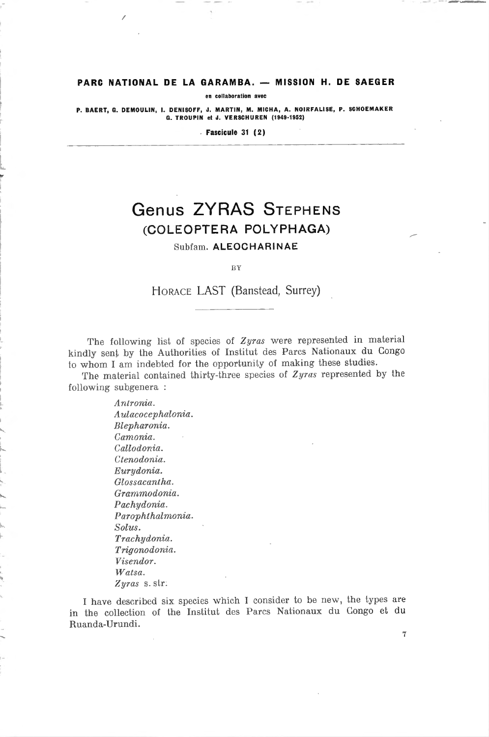**PARC NATIONAL DE LA GARAMBA. — MISSION H. DE SAEGER**

en collaboration avec

P. BAERT, G. DEMOULIN, I. DENISOFF, J. MARTIN, M. MICHA, A. NOIRFALISE, P. SCHOEMAKER G. TROUPIN et J. VERSCHUREN (1949-1952)

Fascicule 31 (2)

---

# Genus ZYRAS STEPHENS

## (COLEOPTERA POLYPHAGA)

### Subfam. ALEOCHARINAE

BY

HORACE LAST (Banstead, Surrey)

---

The following list of species of *Zyras* were represented in material kindly sent by the Authorities of Institut des Parcs Nationaux du Congo to whom I am indebted for the opportunity of making these studies.

The material contained thirty-three species of *Zyras* represented by the following subgenera :

*Antronia.*
*Aulacocephalonia.*
*Blepharonia.*
*Camonia.*
*Callodonia.*
*Ctenodonia.*
*Eurydonia.*
*Glossacantha.*
*Grammodonia.*
*Pachydonia.*
*Parophthalmonia.*
*Solus.*
*Trachydonia.*
*Trigonodonia.*
*Visendor.*
*Watsa.*
*Zyras* s. str.

I have described six species which I consider to be new, the types are in the collection of the Institut des Parcs Nationaux du Congo et du Ruanda-Urundi.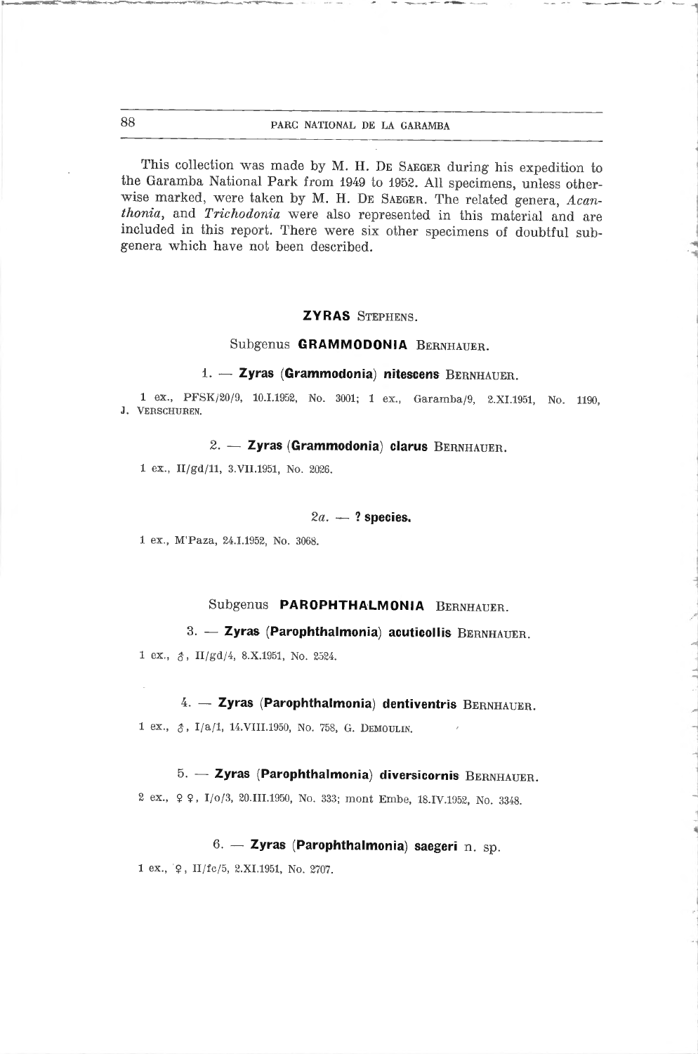This collection was made by M. H. De Saeger during his expedition to the Garamba National Park from 1949 to 1952. All specimens, unless otherwise marked, were taken by M. H. De Saeger. The related genera, *Acanthonia*, and *Trichodonia* were also represented in this material and are included in this report. There were six other specimens of doubtful subgenera which have not been described.

## ZYRAS Stephens.

### Subgenus GRAMMODONIA Bernhauer.

#### 1. — Zyras (Grammodonia) nitescens Bernhauer.

1 ex., PFSK/20/9, 10.I.1952, No. 3001; 1 ex., Garamba/9, 2.XI.1951, No. 1190, J. Verschuren.

#### 2. — Zyras (Grammodonia) clarus Bernhauer.

1 ex., II/gd/11, 3.VII.1951, No. 2026.

#### 2a. — ? species.

1 ex., M'Paza, 24.I.1952, No. 3068.

### Subgenus PAROPHTHALMONIA Bernhauer.

#### 3. — Zyras (Parophthalmonia) acuticollis Bernhauer.

1 ex., ♂, II/gd/4, 8.X.1951, No. 2524.

#### 4. — Zyras (Parophthalmonia) dentiventris Bernhauer.

1 ex., ♂, I/a/1, 14.VIII.1950, No. 758, G. Demoulin.

#### 5. — Zyras (Parophthalmonia) diversicornis Bernhauer.

2 ex., ♀♀, I/o/3, 20.III.1950, No. 333; mont Embe, 18.IV.1952, No. 3348.

#### 6. — Zyras (Parophthalmonia) saegeri n. sp.

1 ex., ♀, II/fc/5, 2.XI.1951, No. 2707.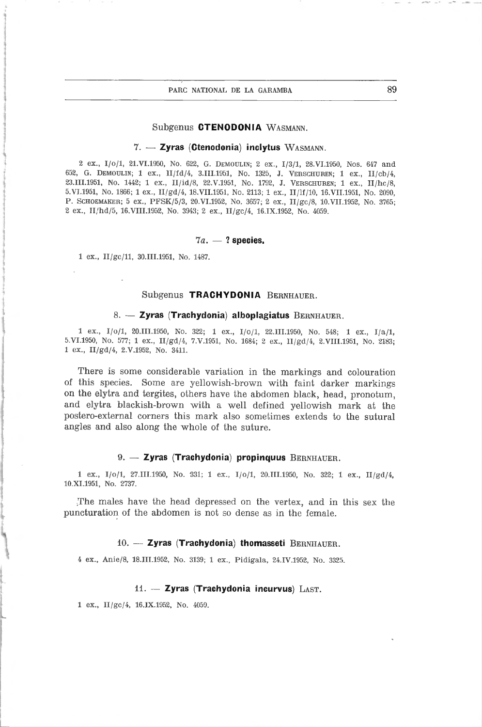## Subgenus **CTENODONIA** Wasmann.

### 7. — **Zyras (Ctenodonia) inclytus** Wasmann.

2 ex., I/o/1, 21.VI.1950, No. 622, G. Demoulin; 2 ex., I/3/1, 28.VI.1950, Nos. 647 and 652, G. Demoulin; 1 ex., II/fd/4, 3.III.1951, No. 1325, J. Verschuren; 1 ex., II/cb/4, 23.III.1951, No. 1442; 1 ex., II/id/8, 22.V.1951, No. 1792, J. Verschuren; 1 ex., II/hc/8, 5.VI.1951, No. 1866; 1 ex., II/gd/4, 18.VII.1951, No. 2113; 1 ex., II/lf/10, 16.VII.1951, No. 2090, P. Schoemaker; 5 ex., PFSK/5/3, 20.VI.1952, No. 3657; 2 ex., II/gc/8, 10.VII.1952, No. 3765; 2 ex., II/hd/5, 16.VIII.1952, No. 3943; 2 ex., II/gc/4, 16.IX.1952, No. 4059.

### 7*a*. — **? species.**

1 ex., II/gc/11, 30.III.1951, No. 1487.

## Subgenus **TRACHYDONIA** Bernhauer.

### 8. — **Zyras (Trachydonia) alboplagiatus** Bernhauer.

1 ex., I/o/1, 20.III.1950, No. 322; 1 ex., I/o/1, 22.III.1950, No. 548; 1 ex., I/a/1, 5.VI.1950, No. 577; 1 ex., II/gd/4, 7.V.1951, No. 1684; 2 ex., II/gd/4, 2.VIII.1951, No. 2183; 1 ex., II/gd/4, 2.V.1952, No. 3411.

There is some considerable variation in the markings and colouration of this species. Some are yellowish-brown with faint darker markings on the elytra and tergites, others have the abdomen black, head, pronotum, and elytra blackish-brown with a well defined yellowish mark at the postero-external corners this mark also sometimes extends to the sutural angles and also along the whole of the suture.

### 9. — **Zyras (Trachydonia) propinquus** Bernhauer.

1 ex., I/o/1, 27.III.1950, No. 331; 1 ex., I/o/1, 20.III.1950, No. 322; 1 ex., II/gd/4, 10.XI.1951, No. 2737.

The males have the head depressed on the vertex, and in this sex the puncturation of the abdomen is not so dense as in the female.

### 10. — **Zyras (Trachydonia) thomasseti** Bernhauer.

4 ex., Anie/8, 18.III.1952, No. 3139; 1 ex., Pidigala, 24.IV.1952, No. 3325.

### 11. — **Zyras (Trachydonia incurvus)** Last.

1 ex., II/gc/4, 16.IX.1952, No. 4059.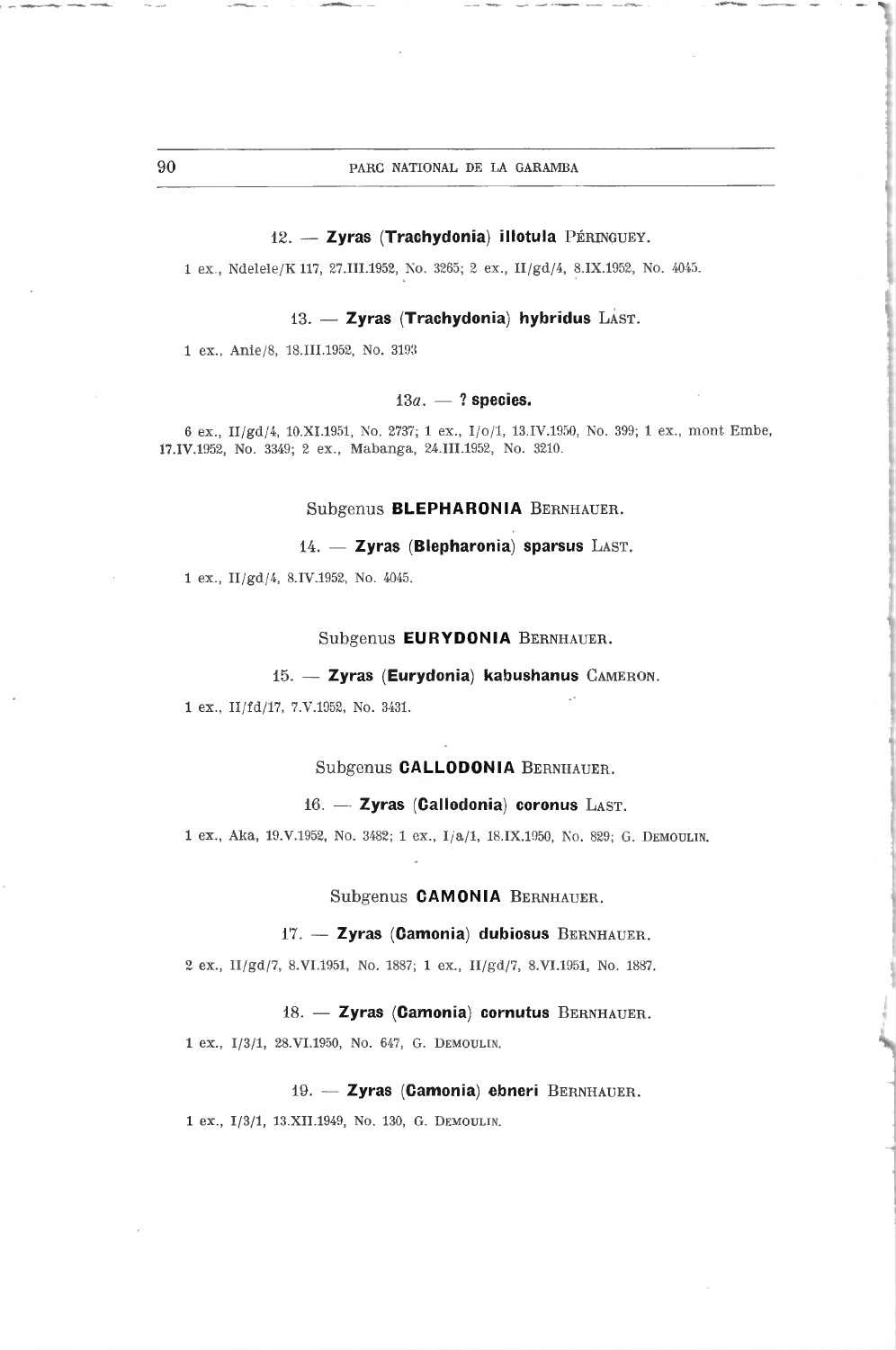12. — **Zyras (Trachydonia) illotula** PÉRINGUEY.

1 ex., Ndelele/K 117, 27.III.1952, No. 3265; 2 ex., II/gd/4, 8.IX.1952, No. 4045.

13. — **Zyras (Trachydonia) hybridus** LAST.

1 ex., Anie/8, 18.III.1952, No. 3193

13*a*. — **? species.**

6 ex., II/gd/4, 10.XI.1951, No. 2737; 1 ex., I/o/1, 13.IV.1950, No. 399; 1 ex., mont Embe, 17.IV.1952, No. 3349; 2 ex., Mabanga, 24.III.1952, No. 3210.

## Subgenus **BLEPHARONIA** BERNHAUER.

14. — **Zyras (Blepharonia) sparsus** LAST.

1 ex., II/gd/4, 8.IV.1952, No. 4045.

## Subgenus **EURYDONIA** BERNHAUER.

15. — **Zyras (Eurydonia) kabushanus** CAMERON.

1 ex., II/fd/17, 7.V.1952, No. 3431.

## Subgenus **CALLODONIA** BERNHAUER.

16. — **Zyras (Callodonia) coronus** LAST.

1 ex., Aka, 19.V.1952, No. 3482; 1 ex., I/a/1, 18.IX.1950, No. 829; G. DEMOULIN.

## Subgenus **CAMONIA** BERNHAUER.

17. — **Zyras (Camonia) dubiosus** BERNHAUER.

2 ex., II/gd/7, 8.VI.1951, No. 1887; 1 ex., II/gd/7, 8.VI.1951, No. 1887.

18. — **Zyras (Camonia) cornutus** BERNHAUER.

1 ex., I/3/1, 28.VI.1950, No. 647, G. DEMOULIN.

19. — **Zyras (Camonia) ebneri** BERNHAUER.

1 ex., I/3/1, 13.XII.1949, No. 130, G. DEMOULIN.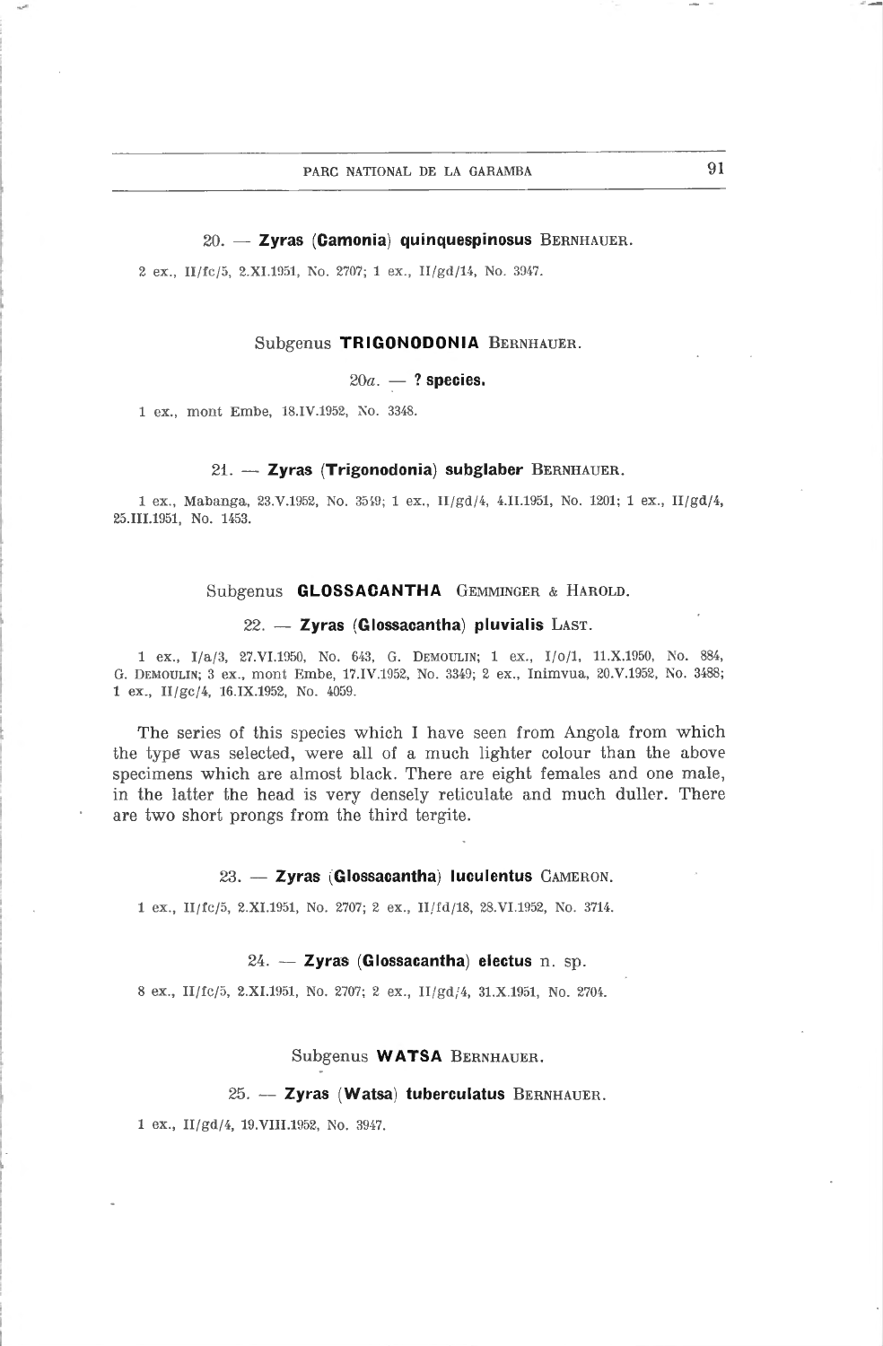### 20. — **Zyras (Camonia) quinquespinosus** BERNHAUER.

2 ex., II/fc/5, 2.XI.1951, No. 2707; 1 ex., II/gd/14, No. 3947.

## Subgenus **TRIGONODONIA** BERNHAUER.

### 20*a*. — **? species.**

1 ex., mont Embe, 18.IV.1952, No. 3348.

### 21. — **Zyras (Trigonodonia) subglaber** BERNHAUER.

1 ex., Mabanga, 23.V.1952, No. 3519; 1 ex., II/gd/4, 4.II.1951, No. 1201; 1 ex., II/gd/4, 25.III.1951, No. 1453.

## Subgenus **GLOSSACANTHA** GEMMINGER & HAROLD.

### 22. — **Zyras (Glossacantha) pluvialis** LAST.

1 ex., I/a/3, 27.VI.1950, No. 643, G. DEMOULIN; 1 ex., I/o/1, 11.X.1950, No. 884, G. DEMOULIN; 3 ex., mont Embe, 17.IV.1952, No. 3349; 2 ex., Inimvua, 20.V.1952, No. 3488; 1 ex., II/gc/4, 16.IX.1952, No. 4059.

The series of this species which I have seen from Angola from which the type was selected, were all of a much lighter colour than the above specimens which are almost black. There are eight females and one male, in the latter the head is very densely reticulate and much duller. There are two short prongs from the third tergite.

### 23. — **Zyras (Glossacantha) luculentus** CAMERON.

1 ex., II/fc/5, 2.XI.1951, No. 2707; 2 ex., II/fd/18, 28.VI.1952, No. 3714.

### 24. — **Zyras (Glossacantha) electus** n. sp.

8 ex., II/fc/5, 2.XI.1951, No. 2707; 2 ex., II/gd/4, 31.X.1951, No. 2704.

## Subgenus **WATSA** BERNHAUER.

### 25. — **Zyras (Watsa) tuberculatus** BERNHAUER.

1 ex., II/gd/4, 19.VIII.1952, No. 3947.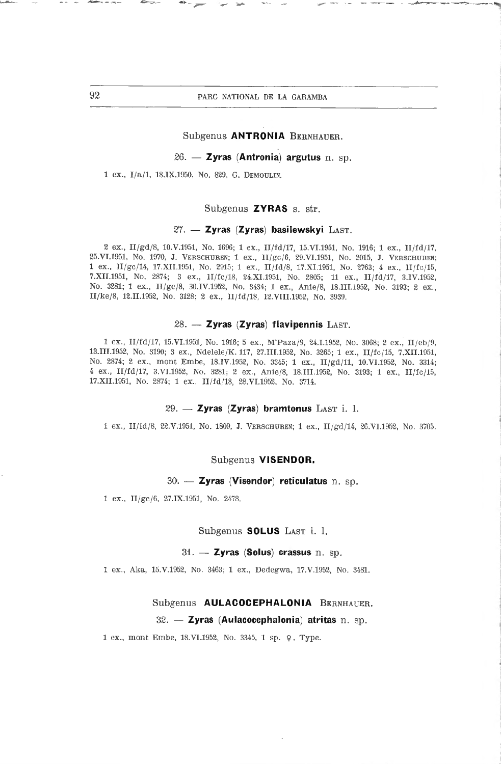## Subgenus **ANTRONIA** Bernhauer.

### 26. — **Zyras** (**Antronia**) **argutus** n. sp.

1 ex., I/a/1, 18.IX.1950, No. 829, G. Demoulin.

## Subgenus **ZYRAS** s. str.

### 27. — **Zyras** (**Zyras**) **basilewskyi** Last.

2 ex., II/gd/8, 10.V.1951, No. 1696; 1 ex., II/fd/17, 15.VI.1951, No. 1916; 1 ex., II/fd/17, 25.VI.1951, No. 1970, J. Verschuren; 1 ex., II/gc/6, 29.VI.1951, No. 2015, J. Verschuren; 1 ex., II/gc/14, 17.XII.1951, No. 2915; 1 ex., II/fd/8, 17.XI.1951, No. 2763; 4 ex., II/fc/15, 7.XII.1951, No. 2874; 3 ex., II/fc/18, 24.XI.1951, No. 2805; 11 ex., II/fd/17, 3.IV.1952, No. 3281; 1 ex., II/gc/8, 30.IV.1952, No. 3434; 1 ex., Anie/8, 18.III.1952, No. 3193; 2 ex., II/ke/8, 12.II.1952, No. 3128; 2 ex., II/fd/18, 12.VIII.1952, No. 3939.

### 28. — **Zyras** (**Zyras**) **flavipennis** Last.

1 ex., II/fd/17, 15.VI.1951, No. 1916; 5 ex., M'Paza/9, 24.I.1952, No. 3068; 2 ex., II/eb/9, 13.III.1952, No. 3190; 3 ex., Ndelele/K. 117, 27.III.1952, No. 3265; 1 ex., II/fc/15, 7.XII.1951, No. 2874; 2 ex., mont Embe, 18.IV.1952, No. 3345; 1 ex., II/gd/11, 10.VI.1952, No. 3314; 4 ex., II/fd/17, 3.VI.1952, No. 3281; 2 ex., Anie/8, 18.III.1952, No. 3193; 1 ex., II/fc/15, 17.XII.1951, No. 2874; 1 ex., II/fd/18, 28.VI.1952, No. 3714.

### 29. — **Zyras** (**Zyras**) **bramtonus** Last i. l.

1 ex., II/id/8, 22.V.1951, No. 1809, J. Verschuren; 1 ex., II/gd/14, 26.VI.1952, No. 3705.

## Subgenus **VISENDOR.**

### 30. — **Zyras** (**Visendor**) **reticulatus** n. sp.

1 ex., II/gc/6, 27.IX.1951, No. 2478.

## Subgenus **SOLUS** Last i. l.

### 31. — **Zyras** (**Solus**) **crassus** n. sp.

1 ex., Aka, 15.V.1952, No. 3463; 1 ex., Dedegwa, 17.V.1952, No. 3481.

## Subgenus **AULACOCEPHALONIA** Bernhauer.

### 32. — **Zyras** (**Aulacocephalonia**) **atritas** n. sp.

1 ex., mont Embe, 18.VI.1952, No. 3345, 1 sp. ♀. Type.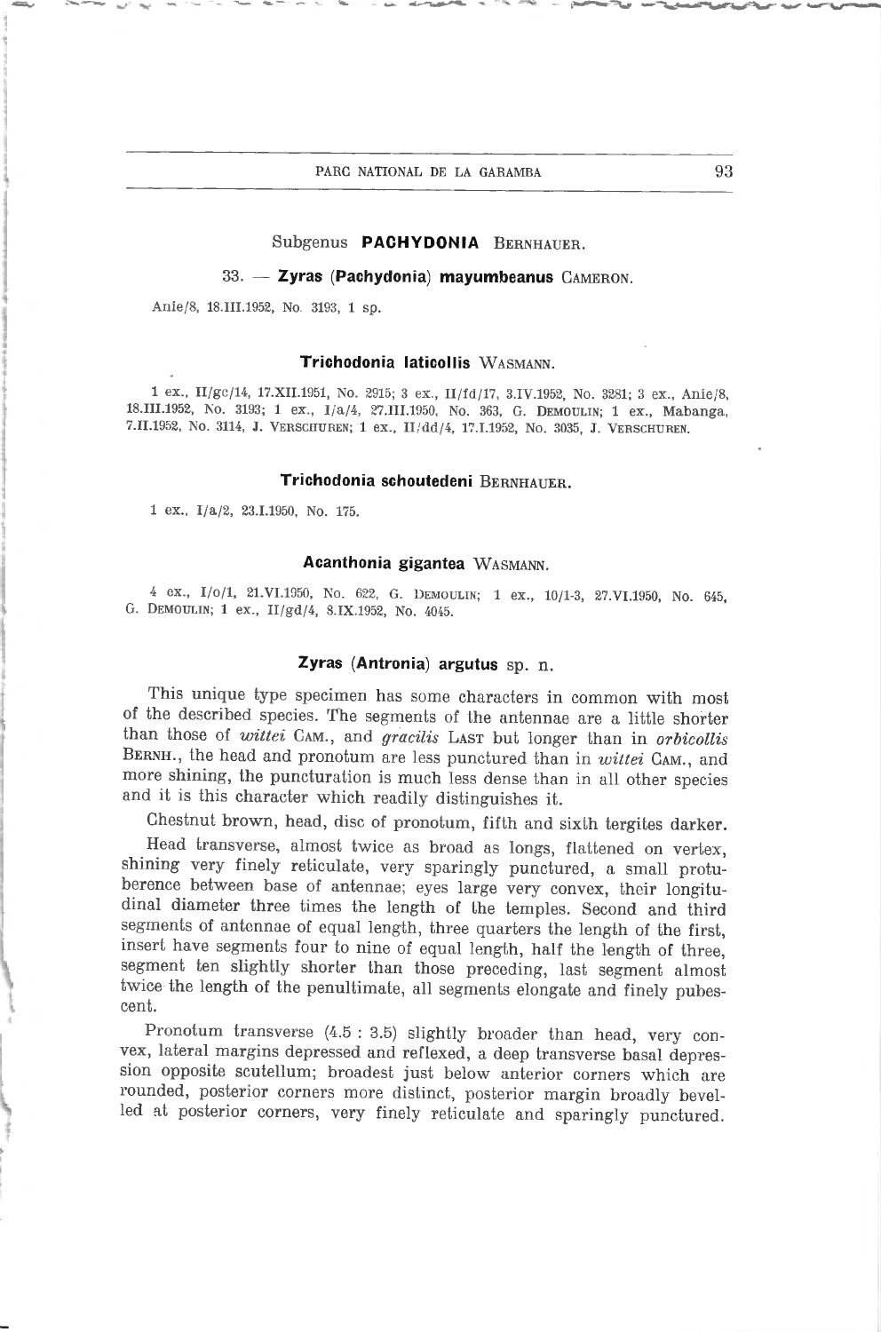## Subgenus **PACHYDONIA** Bernhauer.

### 33. — **Zyras (Pachydonia) mayumbeanus** Cameron.

Anie/8, 18.III.1952, No. 3193, 1 sp.

### **Trichodonia laticollis** Wasmann.

1 ex., II/gc/14, 17.XII.1951, No. 2915; 3 ex., II/fd/17, 3.IV.1952, No. 3281; 3 ex., Anie/8, 18.III.1952, No. 3193; 1 ex., I/a/4, 27.III.1950, No. 363, G. Demoulin; 1 ex., Mabanga, 7.II.1952, No. 3114, J. Verschuren; 1 ex., II/dd/4, 17.I.1952, No. 3035, J. Verschuren.

### **Trichodonia schoutedeni** Bernhauer.

1 ex., I/a/2, 23.I.1950, No. 175.

### **Acanthonia gigantea** Wasmann.

4 ex., I/o/1, 21.VI.1950, No. 622, G. Demoulin; 1 ex., 10/1-3, 27.VI.1950, No. 645, G. Demoulin; 1 ex., II/gd/4, 8.IX.1952, No. 4045.

### **Zyras (Antronia) argutus** sp. n.

This unique type specimen has some characters in common with most of the described species. The segments of the antennae are a little shorter than those of *wittei* Cam., and *gracilis* Last but longer than in *orbicollis* Bernh., the head and pronotum are less punctured than in *wittei* Cam., and more shining, the puncturation is much less dense than in all other species and it is this character which readily distinguishes it.

Chestnut brown, head, disc of pronotum, fifth and sixth tergites darker.

Head transverse, almost twice as broad as longs, flattened on vertex, shining very finely reticulate, very sparingly punctured, a small protuberence between base of antennae; eyes large very convex, their longitudinal diameter three times the length of the temples. Second and third segments of antennae of equal length, three quarters the length of the first, insert have segments four to nine of equal length, half the length of three, segment ten slightly shorter than those preceding, last segment almost twice the length of the penultimate, all segments elongate and finely pubescent.

Pronotum transverse (4.5 : 3.5) slightly broader than head, very convex, lateral margins depressed and reflexed, a deep transverse basal depression opposite scutellum; broadest just below anterior corners which are rounded, posterior corners more distinct, posterior margin broadly bevelled at posterior corners, very finely reticulate and sparingly punctured.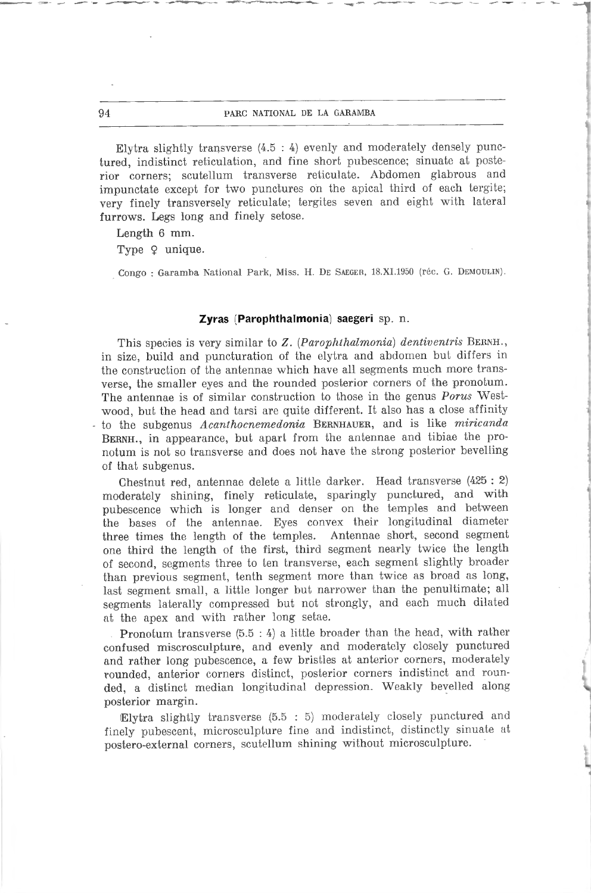Elytra slightly transverse (4.5 : 4) evenly and moderately densely punctured, indistinct reticulation, and fine short pubescence; sinuate at posterior corners; scutellum transverse reticulate. Abdomen glabrous and impunctate except for two punctures on the apical third of each tergite; very finely transversely reticulate; tergites seven and eight with lateral furrows. Legs long and finely setose.

Length 6 mm.

Type ♀ unique.

Congo : Garamba National Park, Miss. H. De Saeger, 18.XI.1950 (réc. G. Demoulin).

### Zyras (Parophthalmonia) saegeri sp. n.

This species is very similar to *Z.* (*Parophthalmonia*) *dentiventris* Bernh., in size, build and puncturation of the elytra and abdomen but differs in the construction of the antennae which have all segments much more transverse, the smaller eyes and the rounded posterior corners of the pronotum. The antennae is of similar construction to those in the genus *Porus* Westwood, but the head and tarsi are quite different. It also has a close affinity to the subgenus *Acanthocnemedonia* Bernhauer, and is like *miricanda* Bernh., in appearance, but apart from the antennae and tibiae the pronotum is not so transverse and does not have the strong posterior bevelling of that subgenus.

Chestnut red, antennae delete a little darker. Head transverse (425 : 2) moderately shining, finely reticulate, sparingly punctured, and with pubescence which is longer and denser on the temples and between the bases of the antennae. Eyes convex their longitudinal diameter three times the length of the temples. Antennae short, second segment one third the length of the first, third segment nearly twice the length of second, segments three to ten transverse, each segment slightly broader than previous segment, tenth segment more than twice as broad as long, last segment small, a little longer but narrower than the penultimate; all segments laterally compressed but not strongly, and each much dilated at the apex and with rather long setae.

Pronotum transverse (5.5 : 4) a little broader than the head, with rather confused miscrosculpture, and evenly and moderately closely punctured and rather long pubescence, a few bristles at anterior corners, moderately rounded, anterior corners distinct, posterior corners indistinct and rounded, a distinct median longitudinal depression. Weakly bevelled along posterior margin.

Elytra slightly transverse (5.5 : 5) moderately closely punctured and finely pubescent, microsculpture fine and indistinct, distinctly sinuate at postero-external corners, scutellum shining without microsculpture.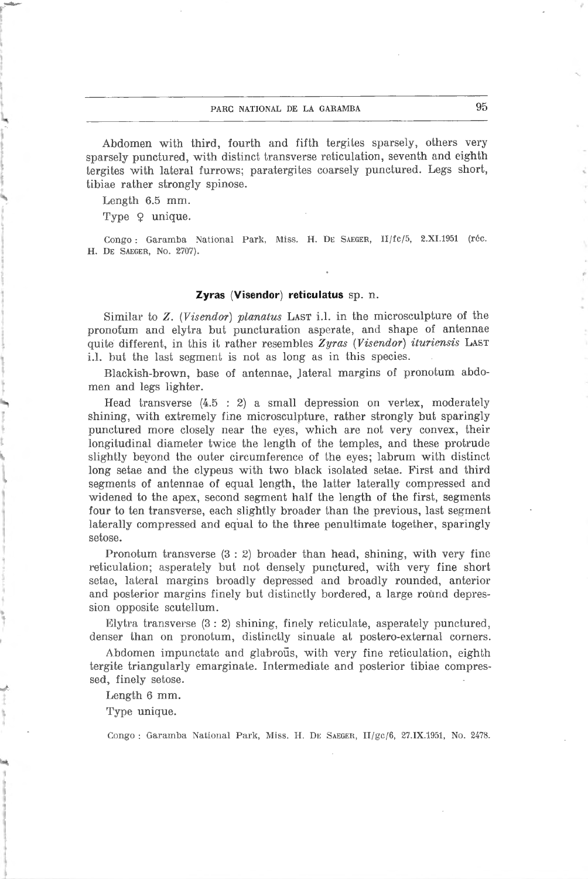Abdomen with third, fourth and fifth tergites sparsely, others very sparsely punctured, with distinct transverse reticulation, seventh and eighth tergites with lateral furrows; paratergites coarsely punctured. Legs short, tibiae rather strongly spinose.

Length 6.5 mm.

Type ♀ unique.

Congo : Garamba National Park, Miss. H. De Saeger, II/fc/5, 2.XI.1951 (réc. H. De Saeger, No. 2707).

### **Zyras (Visendor) reticulatus** sp. n.

Similar to *Z.* (*Visendor*) *planatus* Last i.l. in the microsculpture of the pronotum and elytra but puncturation asperate, and shape of antennae quite different, in this it rather resembles *Zyras* (*Visendor*) *ituriensis* Last i.l. but the last segment is not as long as in this species.

Blackish-brown, base of antennae, lateral margins of pronotum abdomen and legs lighter.

Head transverse (4.5 : 2) a small depression on vertex, moderately shining, with extremely fine microsculpture, rather strongly but sparingly punctured more closely near the eyes, which are not very convex, their longitudinal diameter twice the length of the temples, and these protrude slightly beyond the outer circumference of the eyes; labrum with distinct long setae and the clypeus with two black isolated setae. First and third segments of antennae of equal length, the latter laterally compressed and widened to the apex, second segment half the length of the first, segments four to ten transverse, each slightly broader than the previous, last segment laterally compressed and equal to the three penultimate together, sparingly setose.

Pronotum transverse (3 : 2) broader than head, shining, with very fine reticulation; asperately but not densely punctured, with very fine short setae, lateral margins broadly depressed and broadly rounded, anterior and posterior margins finely but distinctly bordered, a large round depression opposite scutellum.

Elytra transverse (3 : 2) shining, finely reticulate, asperately punctured, denser than on pronotum, distinctly sinuate at postero-external corners.

Abdomen impunctate and glabrous, with very fine reticulation, eighth tergite triangularly emarginate. Intermediate and posterior tibiae compressed, finely setose.

Length 6 mm.

Type unique.

Congo : Garamba National Park, Miss. H. De Saeger, II/gc/6, 27.IX.1951, No. 2478.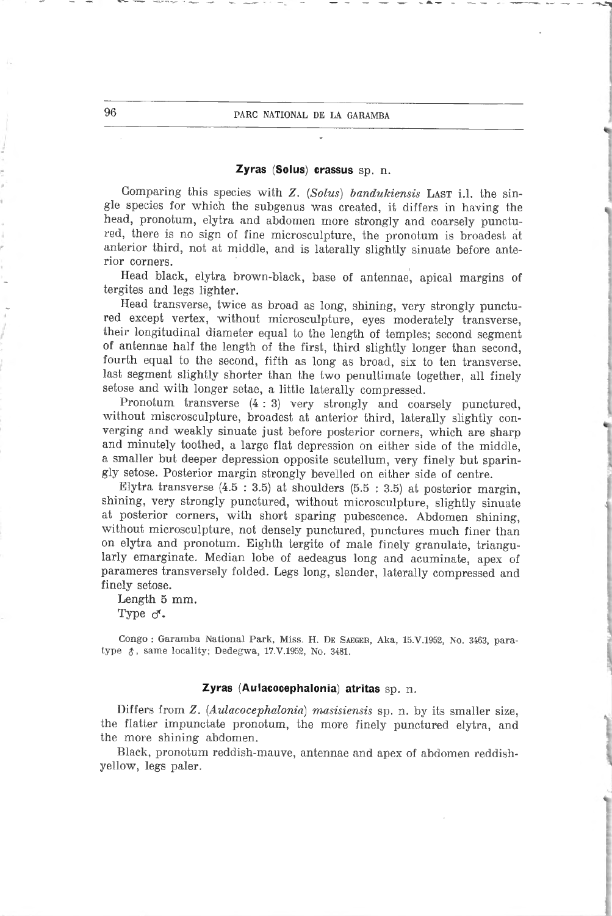## **Zyras (Solus) crassus** sp. n.

Comparing this species with *Z.* (*Solus*) *bandukiensis* Last i.l. the single species for which the subgenus was created, it differs in having the head, pronotum, elytra and abdomen more strongly and coarsely punctured, there is no sign of fine microsculpture, the pronotum is broadest at anterior third, not at middle, and is laterally slightly sinuate before anterior corners.

Head black, elytra brown-black, base of antennae, apical margins of tergites and legs lighter.

Head transverse, twice as broad as long, shining, very strongly punctured except vertex, without microsculpture, eyes moderately transverse, their longitudinal diameter equal to the length of temples; second segment of antennae half the length of the first, third slightly longer than second, fourth equal to the second, fifth as long as broad, six to ten transverse, last segment slightly shorter than the two penultimate together, all finely setose and with longer setae, a little laterally compressed.

Pronotum transverse (4 : 3) very strongly and coarsely punctured, without miscrosculpture, broadest at anterior third, laterally slightly converging and weakly sinuate just before posterior corners, which are sharp and minutely toothed, a large flat depression on either side of the middle, a smaller but deeper depression opposite scutellum, very finely but sparingly setose. Posterior margin strongly bevelled on either side of centre.

Elytra transverse (4.5 : 3.5) at shoulders (5.5 : 3.5) at posterior margin, shining, very strongly punctured, without microsculpture, slightly sinuate at posterior corners, with short sparing pubescence. Abdomen shining, without microsculpture, not densely punctured, punctures much finer than on elytra and pronotum. Eighth tergite of male finely granulate, triangularly emarginate. Median lobe of aedeagus long and acuminate, apex of parameres transversely folded. Legs long, slender, laterally compressed and finely setose.

Length 5 mm.

Type ♂.

Congo : Garamba National Park, Miss. H. De Saeger, Aka, 15.V.1952, No. 3463, paratype ♂, same locality; Dedegwa, 17.V.1952, No. 3481.

## **Zyras (Aulacocephalonia) atritas** sp. n.

Differs from *Z.* (*Aulacocephalonia*) *masisiensis* sp. n. by its smaller size, the flatter impunctate pronotum, the more finely punctured elytra, and the more shining abdomen.

Black, pronotum reddish-mauve, antennae and apex of abdomen reddish-yellow, legs paler.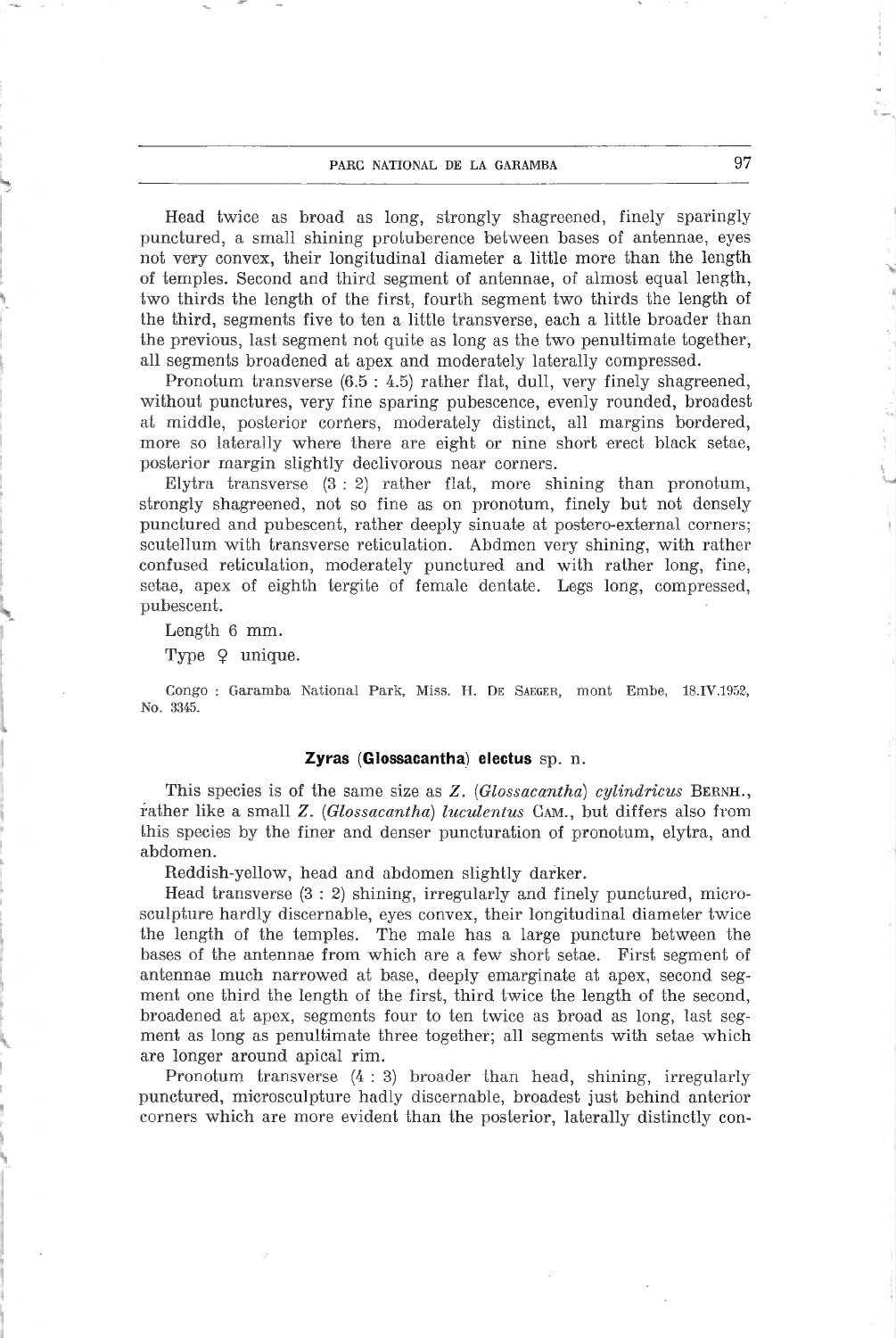Head twice as broad as long, strongly shagreened, finely sparingly punctured, a small shining protuberence between bases of antennae, eyes not very convex, their longitudinal diameter a little more than the length of temples. Second and third segment of antennae, of almost equal length, two thirds the length of the first, fourth segment two thirds the length of the third, segments five to ten a little transverse, each a little broader than the previous, last segment not quite as long as the two penultimate together, all segments broadened at apex and moderately laterally compressed.

Pronotum transverse (6.5 : 4.5) rather flat, dull, very finely shagreened, without punctures, very fine sparing pubescence, evenly rounded, broadest at middle, posterior corners, moderately distinct, all margins bordered, more so laterally where there are eight or nine short erect black setae, posterior margin slightly declivorous near corners.

Elytra transverse (3 : 2) rather flat, more shining than pronotum, strongly shagreened, not so fine as on pronotum, finely but not densely punctured and pubescent, rather deeply sinuate at postero-external corners; scutellum with transverse reticulation. Abdmen very shining, with rather confused reticulation, moderately punctured and with rather long, fine, setae, apex of eighth tergite of female dentate. Legs long, compressed, pubescent.

Length 6 mm.

Type ♀ unique.

Congo : Garamba National Park, Miss. H. DE SAEGER, mont Embe, 18.IV.1952, No. 3345.

### Zyras (Glossacantha) electus sp. n.

This species is of the same size as *Z.* (*Glossacantha*) *cylindricus* BERNH., rather like a small *Z.* (*Glossacantha*) *luculentus* CAM., but differs also from this species by the finer and denser puncturation of pronotum, elytra, and abdomen.

Reddish-yellow, head and abdomen slightly darker.

Head transverse (3 : 2) shining, irregularly and finely punctured, microsculpture hardly discernable, eyes convex, their longitudinal diameter twice the length of the temples. The male has a large puncture between the bases of the antennae from which are a few short setae. First segment of antennae much narrowed at base, deeply emarginate at apex, second segment one third the length of the first, third twice the length of the second, broadened at apex, segments four to ten twice as broad as long, last segment as long as penultimate three together; all segments with setae which are longer around apical rim.

Pronotum transverse (4 : 3) broader than head, shining, irregularly punctured, microsculpture hadly discernable, broadest just behind anterior corners which are more evident than the posterior, laterally distinctly con-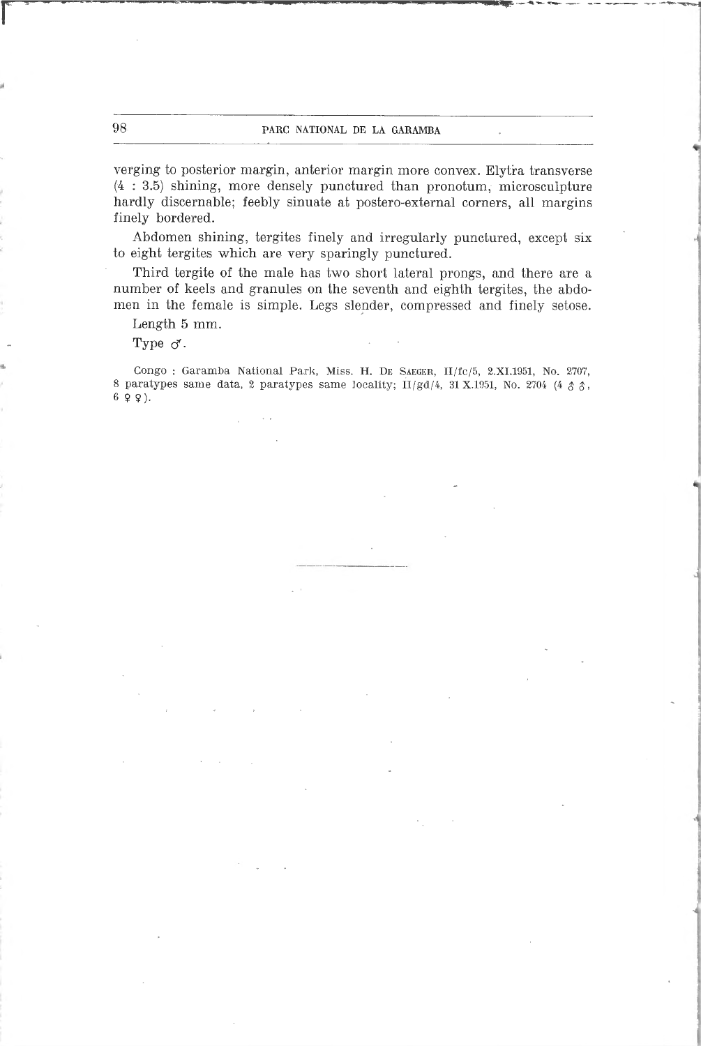verging to posterior margin, anterior margin more convex. Elytra transverse (4 : 3.5) shining, more densely punctured than pronotum, microsculpture hardly discernable; feebly sinuate at postero-external corners, all margins finely bordered.

Abdomen shining, tergites finely and irregularly punctured, except six to eight tergites which are very sparingly punctured.

Third tergite of the male has two short lateral prongs, and there are a number of keels and granules on the seventh and eighth tergites, the abdomen in the female is simple. Legs slender, compressed and finely setose.

Length 5 mm.

Type ♂.

Congo : Garamba National Park, Miss. H. De Saeger, II/fc/5, 2.XI.1951, No. 2707, 8 paratypes same data, 2 paratypes same locality; II/gd/4, 31 X.1951, No. 2704 (4 ♂♂, 6 ♀♀).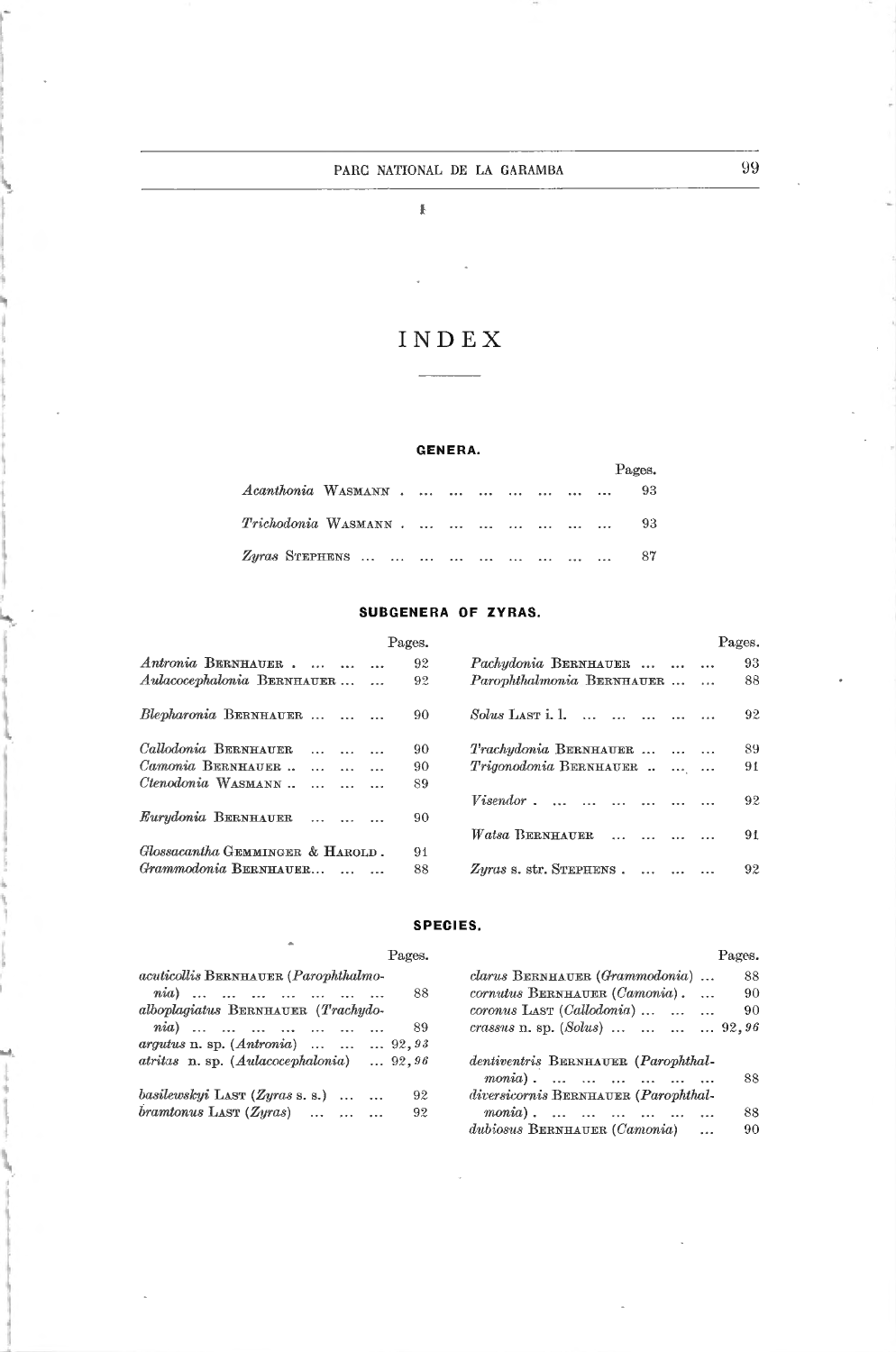# INDEX

## GENERA.

| | Pages. |
|---|---|
| *Acanthonia* Wasmann | 93 |
| *Trichodonia* Wasmann | 93 |
| *Zyras* Stephens | 87 |

## SUBGENERA OF ZYRAS.

| | Pages. |
|---|---|
| *Antronia* Bernhauer | 92 |
| *Aulacocephalonia* Bernhauer | 92 |
| *Blepharonia* Bernhauer | 90 |
| *Callodonia* Bernhauer | 90 |
| *Camonia* Bernhauer | 90 |
| *Ctenodonia* Wasmann | 89 |
| *Eurydonia* Bernhauer | 90 |
| *Glossacantha* Gemminger & Harold | 91 |
| *Grammodonia* Bernhauer | 88 |
| *Pachydonia* Bernhauer | 93 |
| *Parophthalmonia* Bernhauer | 88 |
| *Solus* Last i. l. | 92 |
| *Trachydonia* Bernhauer | 89 |
| *Trigonodonia* Bernhauer | 91 |
| *Visendor* | 92 |
| *Watsa* Bernhauer | 91 |
| *Zyras* s. str. Stephens | 92 |

## SPECIES.

| | Pages. |
|---|---|
| *acuticollis* Bernhauer (*Parophthalmonia*) | 88 |
| *alboplagiatus* Bernhauer (*Trachydonia*) | 89 |
| *argutus* n. sp. (*Antronia*) | 92, *93* |
| *atritas* n. sp. (*Aulacocephalonia*) | 92, *96* |
| *basilewskyi* Last (*Zyras* s. s.) | 92 |
| *bramtonus* Last (*Zyras*) | 92 |
| *clarus* Bernhauer (*Grammodonia*) | 88 |
| *cornutus* Bernhauer (*Camonia*) | 90 |
| *coronus* Last (*Callodonia*) | 90 |
| *crassus* n. sp. (*Solus*) | 92, *96* |
| *dentiventris* Bernhauer (*Parophthalmonia*) | 88 |
| *diversicornis* Bernhauer (*Parophthalmonia*) | 88 |
| *dubiosus* Bernhauer (*Camonia*) | 90 |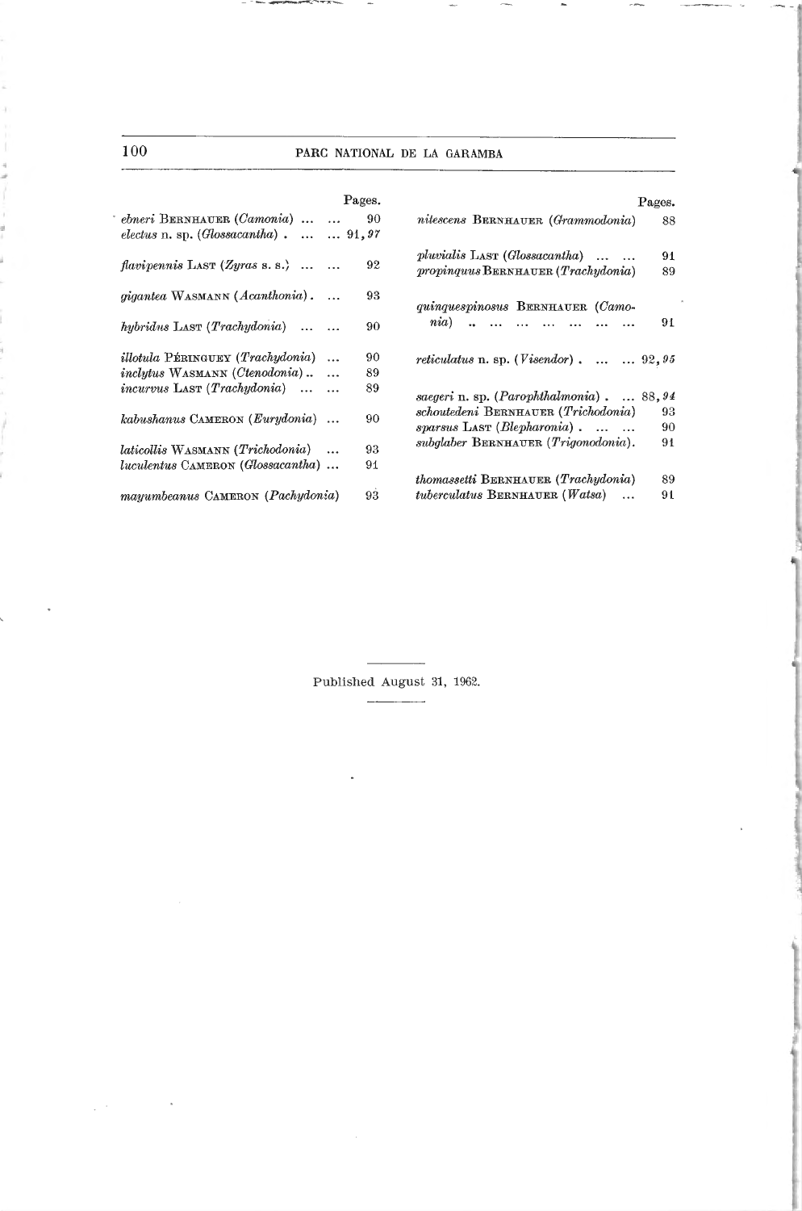| | Pages. |
|---|---|
| *ebneri* BERNHAUER (*Camonia*) ... ... | 90 |
| *electus* n. sp. (*Glossacantha*) . ... ... | 91, *97* |
| *flavipennis* LAST (*Zyras* s. s.) ... ... | 92 |
| *gigantea* WASMANN (*Acanthonia*). ... | 93 |
| *hybridus* LAST (*Trachydonia*) ... ... | 90 |
| *illotula* PÉRINGUEY (*Trachydonia*) ... | 90 |
| *inclytus* WASMANN (*Ctenodonia*) .. ... | 89 |
| *incurvus* LAST (*Trachydonia*) ... ... | 89 |
| *kabushanus* CAMERON (*Eurydonia*) ... | 90 |
| *laticollis* WASMANN (*Trichodonia*) ... | 93 |
| *luculentus* CAMERON (*Glossacantha*) ... | 91 |
| *mayumbeanus* CAMERON (*Pachydonia*) | 93 |
| *nitescens* BERNHAUER (*Grammodonia*) | 88 |
| *pluvialis* LAST (*Glossacantha*) ... ... | 91 |
| *propinquus* BERNHAUER (*Trachydonia*) | 89 |
| *quinquespinosus* BERNHAUER (*Camonia*) .. ... ... ... ... ... ... | 91 |
| *reticulatus* n. sp. (*Visendor*) . ... ... | 92, *95* |
| *saegeri* n. sp. (*Parophthalmonia*) . ... | 88, *94* |
| *schoutedeni* BERNHAUER (*Trichodonia*) | 93 |
| *sparsus* LAST (*Blepharonia*) . ... ... | 90 |
| *subglaber* BERNHAUER (*Trigonodonia*). | 91 |
| *thomassetti* BERNHAUER (*Trachydonia*) | 89 |
| *tuberculatus* BERNHAUER (*Watsa*) ... | 91 |

Published August 31, 1962.